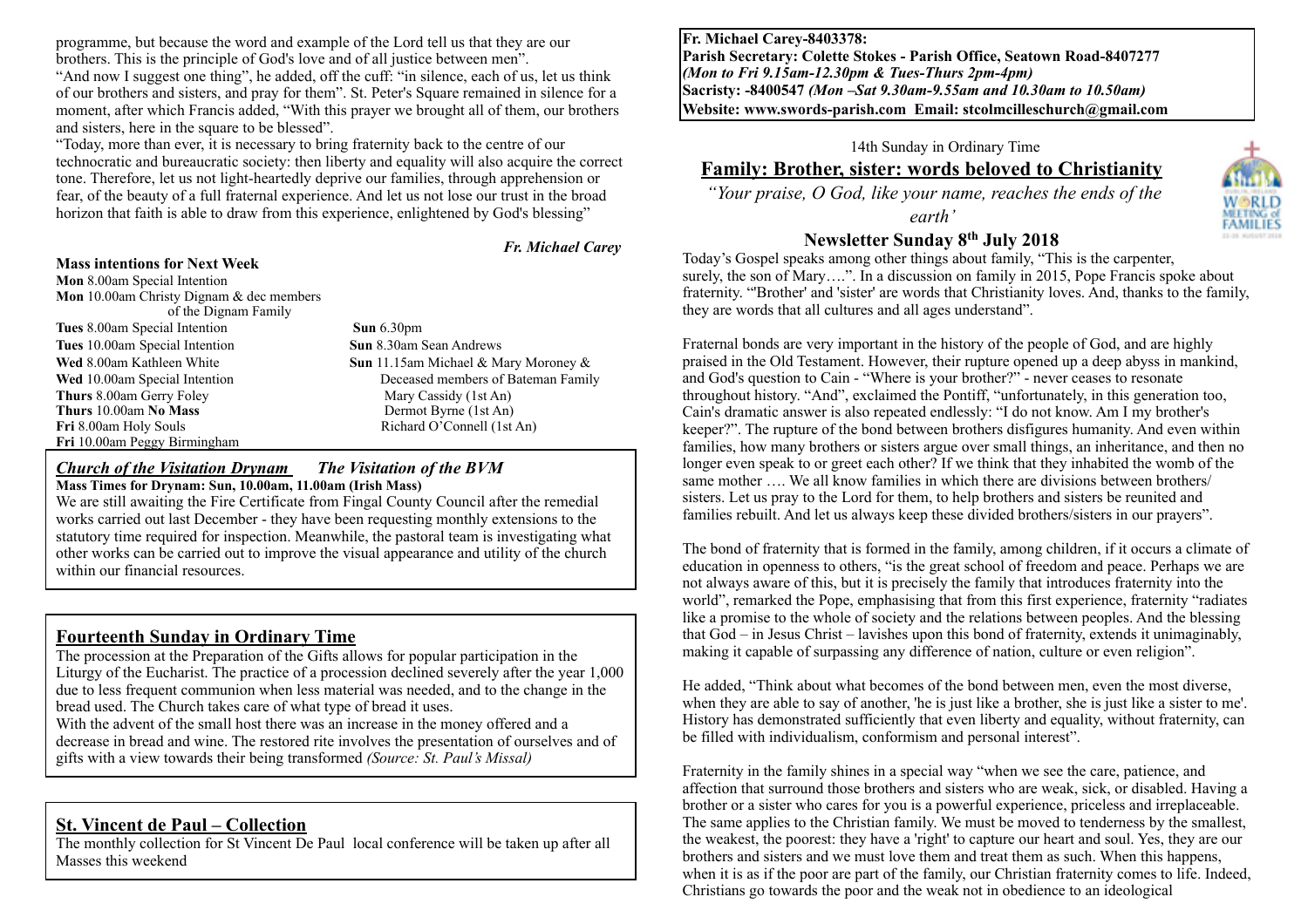programme, but because the word and example of the Lord tell us that they are our brothers. This is the principle of God's love and of all justice between men".

"And now I suggest one thing", he added, off the cuff: "in silence, each of us, let us think of our brothers and sisters, and pray for them". St. Peter's Square remained in silence for a moment, after which Francis added, "With this prayer we brought all of them, our brothers and sisters, here in the square to be blessed".

"Today, more than ever, it is necessary to bring fraternity back to the centre of our technocratic and bureaucratic society: then liberty and equality will also acquire the correct tone. Therefore, let us not light-heartedly deprive our families, through apprehension or fear, of the beauty of a full fraternal experience. And let us not lose our trust in the broad horizon that faith is able to draw from this experience, enlightened by God's blessing"

*Fr. Michael Carey*

**Mass intentions for Next Week**

**Mon** 8.00am Special Intention
**Mon** 10.00am Christy Dignam & dec members of the Dignam Family
**Tues** 8.00am Special Intention
**Tues** 10.00am Special Intention
**Wed** 8.00am Kathleen White
**Wed** 10.00am Special Intention
**Thurs** 8.00am Gerry Foley
**Thurs** 10.00am **No Mass**
**Fri** 8.00am Holy Souls
**Fri** 10.00am Peggy Birmingham
**Sun** 6.30pm
**Sun** 8.30am Sean Andrews
**Sun** 11.15am Michael & Mary Moroney & Deceased members of Bateman Family
Mary Cassidy (1st An)
Dermot Byrne (1st An)
Richard O'Connell (1st An)

## *Church of the Visitation Drynam* *The Visitation of the BVM*

**Mass Times for Drynam: Sun, 10.00am, 11.00am (Irish Mass)**

We are still awaiting the Fire Certificate from Fingal County Council after the remedial works carried out last December - they have been requesting monthly extensions to the statutory time required for inspection. Meanwhile, the pastoral team is investigating what other works can be carried out to improve the visual appearance and utility of the church within our financial resources.

## Fourteenth Sunday in Ordinary Time

The procession at the Preparation of the Gifts allows for popular participation in the Liturgy of the Eucharist. The practice of a procession declined severely after the year 1,000 due to less frequent communion when less material was needed, and to the change in the bread used. The Church takes care of what type of bread it uses.

With the advent of the small host there was an increase in the money offered and a decrease in bread and wine. The restored rite involves the presentation of ourselves and of gifts with a view towards their being transformed *(Source: St. Paul's Missal)*

## St. Vincent de Paul – Collection

The monthly collection for St Vincent De Paul local conference will be taken up after all Masses this weekend

**Fr. Michael Carey-8403378:**
**Parish Secretary: Colette Stokes - Parish Office, Seatown Road-8407277**
***(Mon to Fri 9.15am-12.30pm & Tues-Thurs 2pm-4pm)***
**Sacristy: -8400547** ***(Mon –Sat 9.30am-9.55am and 10.30am to 10.50am)***
**Website: www.swords-parish.com Email: stcolmcilleschurch@gmail.com**

14th Sunday in Ordinary Time

## Family: Brother, sister: words beloved to Christianity

*"Your praise, O God, like your name, reaches the ends of the earth'*

### Newsletter Sunday 8th July 2018

Today's Gospel speaks among other things about family, "This is the carpenter, surely, the son of Mary….". In a discussion on family in 2015, Pope Francis spoke about fraternity. "'Brother' and 'sister' are words that Christianity loves. And, thanks to the family, they are words that all cultures and all ages understand".

Fraternal bonds are very important in the history of the people of God, and are highly praised in the Old Testament. However, their rupture opened up a deep abyss in mankind, and God's question to Cain - "Where is your brother?" - never ceases to resonate throughout history. "And", exclaimed the Pontiff, "unfortunately, in this generation too, Cain's dramatic answer is also repeated endlessly: "I do not know. Am I my brother's keeper?". The rupture of the bond between brothers disfigures humanity. And even within families, how many brothers or sisters argue over small things, an inheritance, and then no longer even speak to or greet each other? If we think that they inhabited the womb of the same mother …. We all know families in which there are divisions between brothers/sisters. Let us pray to the Lord for them, to help brothers and sisters be reunited and families rebuilt. And let us always keep these divided brothers/sisters in our prayers".

The bond of fraternity that is formed in the family, among children, if it occurs a climate of education in openness to others, "is the great school of freedom and peace. Perhaps we are not always aware of this, but it is precisely the family that introduces fraternity into the world", remarked the Pope, emphasising that from this first experience, fraternity "radiates like a promise to the whole of society and the relations between peoples. And the blessing that God – in Jesus Christ – lavishes upon this bond of fraternity, extends it unimaginably, making it capable of surpassing any difference of nation, culture or even religion".

He added, "Think about what becomes of the bond between men, even the most diverse, when they are able to say of another, 'he is just like a brother, she is just like a sister to me'. History has demonstrated sufficiently that even liberty and equality, without fraternity, can be filled with individualism, conformism and personal interest".

Fraternity in the family shines in a special way "when we see the care, patience, and affection that surround those brothers and sisters who are weak, sick, or disabled. Having a brother or a sister who cares for you is a powerful experience, priceless and irreplaceable. The same applies to the Christian family. We must be moved to tenderness by the smallest, the weakest, the poorest: they have a 'right' to capture our heart and soul. Yes, they are our brothers and sisters and we must love them and treat them as such. When this happens, when it is as if the poor are part of the family, our Christian fraternity comes to life. Indeed, Christians go towards the poor and the weak not in obedience to an ideological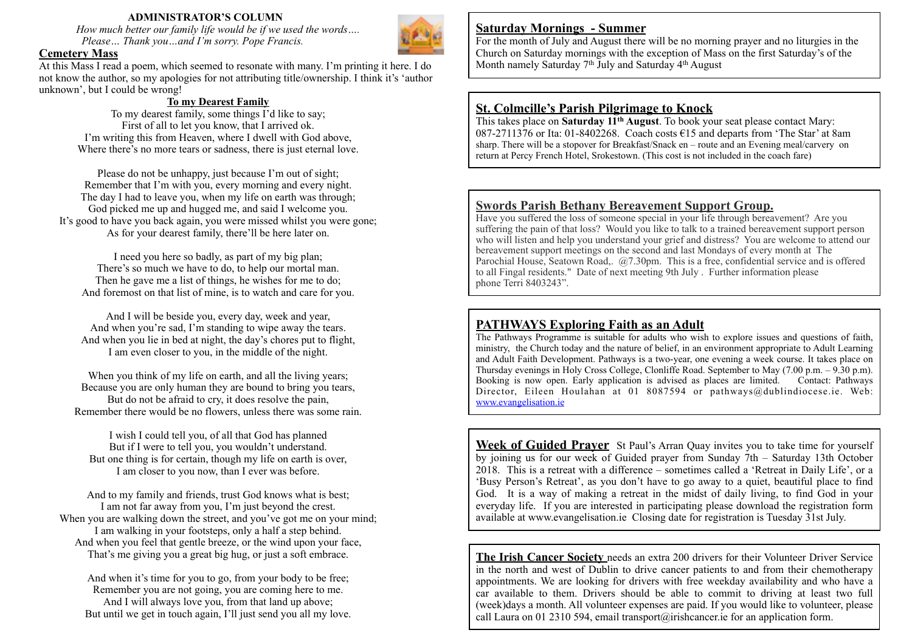## ADMINISTRATOR'S COLUMN

*How much better our family life would be if we used the words…. Please… Thank you…and I'm sorry. Pope Francis.*

### Cemetery Mass

At this Mass I read a poem, which seemed to resonate with many. I'm printing it here. I do not know the author, so my apologies for not attributing title/ownership. I think it's 'author unknown', but I could be wrong!

**To my Dearest Family**

To my dearest family, some things I'd like to say;
First of all to let you know, that I arrived ok.
I'm writing this from Heaven, where I dwell with God above,
Where there's no more tears or sadness, there is just eternal love.

Please do not be unhappy, just because I'm out of sight;
Remember that I'm with you, every morning and every night.
The day I had to leave you, when my life on earth was through;
God picked me up and hugged me, and said I welcome you.
It's good to have you back again, you were missed whilst you were gone;
As for your dearest family, there'll be here later on.

I need you here so badly, as part of my big plan;
There's so much we have to do, to help our mortal man.
Then he gave me a list of things, he wishes for me to do;
And foremost on that list of mine, is to watch and care for you.

And I will be beside you, every day, week and year,
And when you're sad, I'm standing to wipe away the tears.
And when you lie in bed at night, the day's chores put to flight,
I am even closer to you, in the middle of the night.

When you think of my life on earth, and all the living years;
Because you are only human they are bound to bring you tears,
But do not be afraid to cry, it does resolve the pain,
Remember there would be no flowers, unless there was some rain.

I wish I could tell you, of all that God has planned
But if I were to tell you, you wouldn't understand.
But one thing is for certain, though my life on earth is over,
I am closer to you now, than I ever was before.

And to my family and friends, trust God knows what is best;
I am not far away from you, I'm just beyond the crest.
When you are walking down the street, and you've got me on your mind;
I am walking in your footsteps, only a half a step behind.
And when you feel that gentle breeze, or the wind upon your face,
That's me giving you a great big hug, or just a soft embrace.

And when it's time for you to go, from your body to be free;
Remember you are not going, you are coming here to me.
And I will always love you, from that land up above;
But until we get in touch again, I'll just send you all my love.

### Saturday Mornings - Summer

For the month of July and August there will be no morning prayer and no liturgies in the Church on Saturday mornings with the exception of Mass on the first Saturday's of the Month namely Saturday 7th July and Saturday 4th August

### St. Colmcille's Parish Pilgrimage to Knock

This takes place on **Saturday 11th August**. To book your seat please contact Mary: 087-2711376 or Ita: 01-8402268. Coach costs €15 and departs from 'The Star' at 8am sharp. There will be a stopover for Breakfast/Snack en – route and an Evening meal/carvery on return at Percy French Hotel, Srokestown. (This cost is not included in the coach fare)

### Swords Parish Bethany Bereavement Support Group.

Have you suffered the loss of someone special in your life through bereavement? Are you suffering the pain of that loss? Would you like to talk to a trained bereavement support person who will listen and help you understand your grief and distress? You are welcome to attend our bereavement support meetings on the second and last Mondays of every month at The Parochial House, Seatown Road,. @7.30pm. This is a free, confidential service and is offered to all Fingal residents." Date of next meeting 9th July . Further information please phone Terri 8403243".

### PATHWAYS Exploring Faith as an Adult

The Pathways Programme is suitable for adults who wish to explore issues and questions of faith, ministry, the Church today and the nature of belief, in an environment appropriate to Adult Learning and Adult Faith Development. Pathways is a two-year, one evening a week course. It takes place on Thursday evenings in Holy Cross College, Clonliffe Road. September to May (7.00 p.m. – 9.30 p.m). Booking is now open. Early application is advised as places are limited. Contact: Pathways Director, Eileen Houlahan at 01 8087594 or pathways@dublindiocese.ie. Web: www.evangelisation.ie

**Week of Guided Prayer** St Paul's Arran Quay invites you to take time for yourself by joining us for our week of Guided prayer from Sunday 7th – Saturday 13th October 2018. This is a retreat with a difference – sometimes called a 'Retreat in Daily Life', or a 'Busy Person's Retreat', as you don't have to go away to a quiet, beautiful place to find God. It is a way of making a retreat in the midst of daily living, to find God in your everyday life. If you are interested in participating please download the registration form available at www.evangelisation.ie Closing date for registration is Tuesday 31st July.

**The Irish Cancer Society** needs an extra 200 drivers for their Volunteer Driver Service in the north and west of Dublin to drive cancer patients to and from their chemotherapy appointments. We are looking for drivers with free weekday availability and who have a car available to them. Drivers should be able to commit to driving at least two full (week)days a month. All volunteer expenses are paid. If you would like to volunteer, please call Laura on 01 2310 594, email transport@irishcancer.ie for an application form.